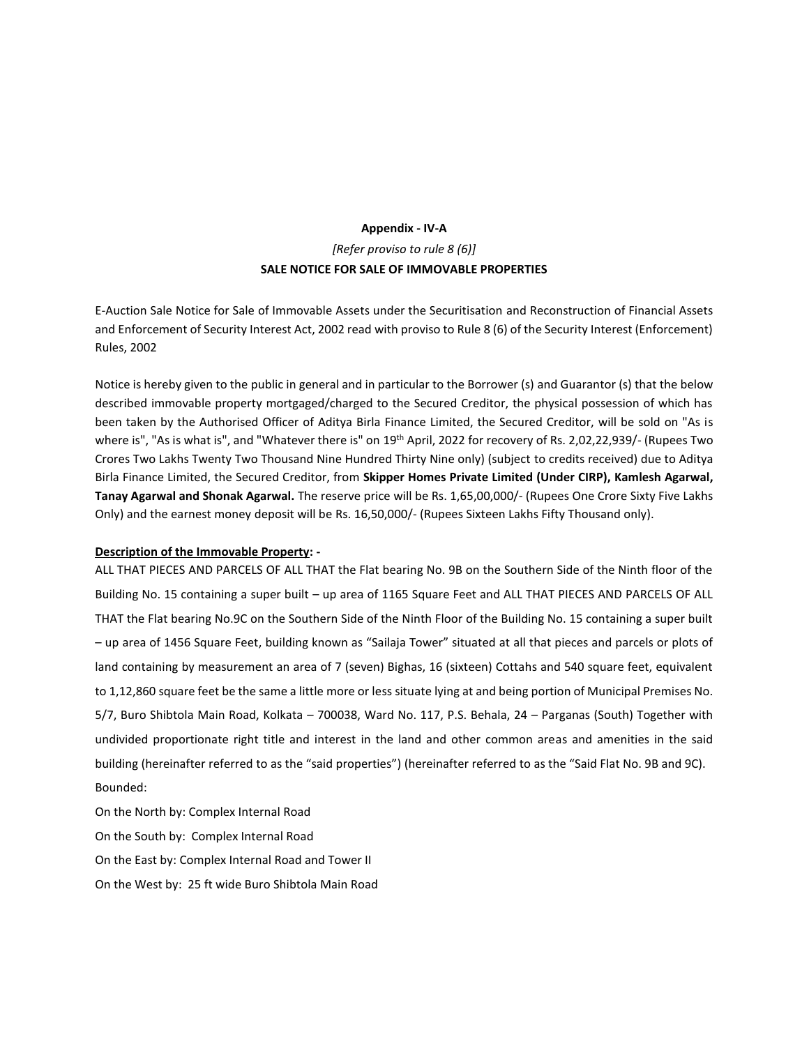**Appendix - IV-A**

*[Refer proviso to rule 8 (6)]*

**SALE NOTICE FOR SALE OF IMMOVABLE PROPERTIES**

E-Auction Sale Notice for Sale of Immovable Assets under the Securitisation and Reconstruction of Financial Assets and Enforcement of Security Interest Act, 2002 read with proviso to Rule 8 (6) of the Security Interest (Enforcement) Rules, 2002

Notice is hereby given to the public in general and in particular to the Borrower (s) and Guarantor (s) that the below described immovable property mortgaged/charged to the Secured Creditor, the physical possession of which has been taken by the Authorised Officer of Aditya Birla Finance Limited, the Secured Creditor, will be sold on "As is where is", "As is what is", and "Whatever there is" on 19th April, 2022 for recovery of Rs. 2,02,22,939/- (Rupees Two Crores Two Lakhs Twenty Two Thousand Nine Hundred Thirty Nine only) (subject to credits received) due to Aditya Birla Finance Limited, the Secured Creditor, from **Skipper Homes Private Limited (Under CIRP), Kamlesh Agarwal, Tanay Agarwal and Shonak Agarwal.** The reserve price will be Rs. 1,65,00,000/- (Rupees One Crore Sixty Five Lakhs Only) and the earnest money deposit will be Rs. 16,50,000/- (Rupees Sixteen Lakhs Fifty Thousand only).

**Description of the Immovable Property: -**

ALL THAT PIECES AND PARCELS OF ALL THAT the Flat bearing No. 9B on the Southern Side of the Ninth floor of the Building No. 15 containing a super built – up area of 1165 Square Feet and ALL THAT PIECES AND PARCELS OF ALL THAT the Flat bearing No.9C on the Southern Side of the Ninth Floor of the Building No. 15 containing a super built – up area of 1456 Square Feet, building known as "Sailaja Tower" situated at all that pieces and parcels or plots of land containing by measurement an area of 7 (seven) Bighas, 16 (sixteen) Cottahs and 540 square feet, equivalent to 1,12,860 square feet be the same a little more or less situate lying at and being portion of Municipal Premises No. 5/7, Buro Shibtola Main Road, Kolkata – 700038, Ward No. 117, P.S. Behala, 24 – Parganas (South) Together with undivided proportionate right title and interest in the land and other common areas and amenities in the said building (hereinafter referred to as the "said properties") (hereinafter referred to as the "Said Flat No. 9B and 9C).

Bounded:

On the North by: Complex Internal Road

On the South by: Complex Internal Road

On the East by: Complex Internal Road and Tower II

On the West by: 25 ft wide Buro Shibtola Main Road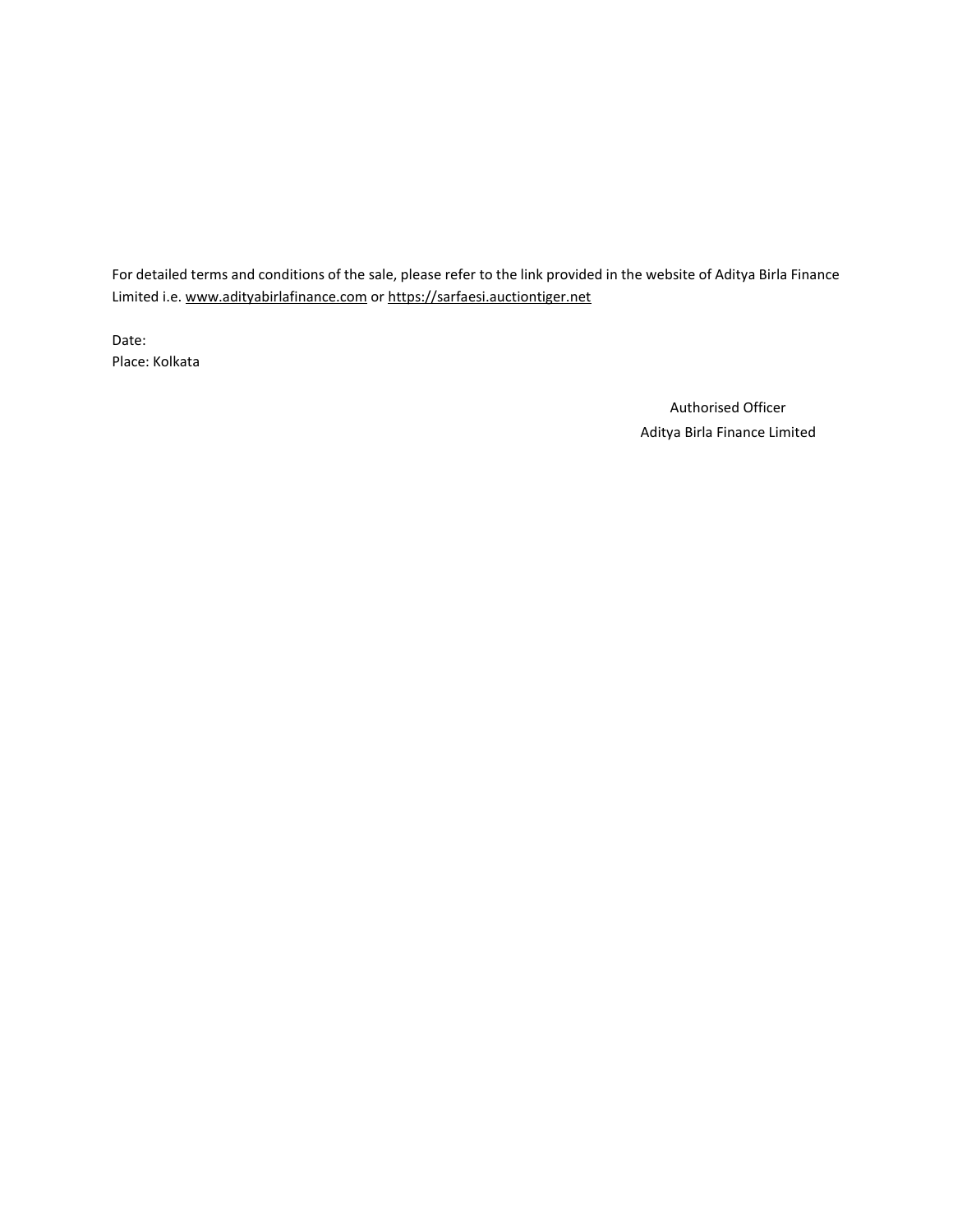For detailed terms and conditions of the sale, please refer to the link provided in the website of Aditya Birla Finance Limited i.e. www.adityabirlafinance.com or https://sarfaesi.auctiontiger.net

Date:
Place: Kolkata

Authorised Officer
Aditya Birla Finance Limited